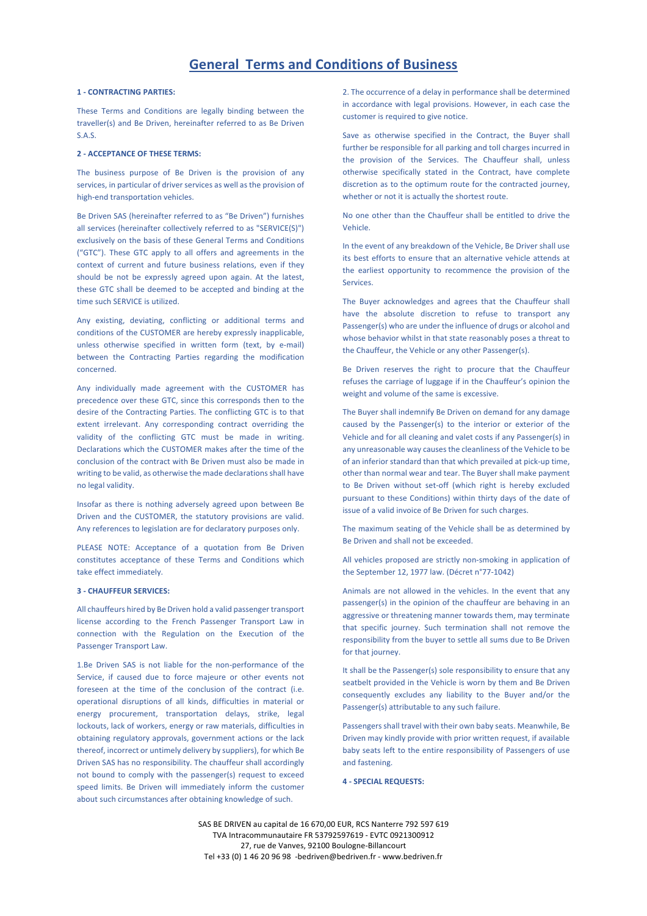# General Terms and Conditions of Business

**1 - CONTRACTING PARTIES:**

These Terms and Conditions are legally binding between the traveller(s) and Be Driven, hereinafter referred to as Be Driven S.A.S.

**2 - ACCEPTANCE OF THESE TERMS:**

The business purpose of Be Driven is the provision of any services, in particular of driver services as well as the provision of high-end transportation vehicles.

Be Driven SAS (hereinafter referred to as "Be Driven") furnishes all services (hereinafter collectively referred to as "SERVICE(S)") exclusively on the basis of these General Terms and Conditions ("GTC"). These GTC apply to all offers and agreements in the context of current and future business relations, even if they should be not be expressly agreed upon again. At the latest, these GTC shall be deemed to be accepted and binding at the time such SERVICE is utilized.

Any existing, deviating, conflicting or additional terms and conditions of the CUSTOMER are hereby expressly inapplicable, unless otherwise specified in written form (text, by e-mail) between the Contracting Parties regarding the modification concerned.

Any individually made agreement with the CUSTOMER has precedence over these GTC, since this corresponds then to the desire of the Contracting Parties. The conflicting GTC is to that extent irrelevant. Any corresponding contract overriding the validity of the conflicting GTC must be made in writing. Declarations which the CUSTOMER makes after the time of the conclusion of the contract with Be Driven must also be made in writing to be valid, as otherwise the made declarations shall have no legal validity.

Insofar as there is nothing adversely agreed upon between Be Driven and the CUSTOMER, the statutory provisions are valid. Any references to legislation are for declaratory purposes only.

PLEASE NOTE: Acceptance of a quotation from Be Driven constitutes acceptance of these Terms and Conditions which take effect immediately.

**3 - CHAUFFEUR SERVICES:**

All chauffeurs hired by Be Driven hold a valid passenger transport license according to the French Passenger Transport Law in connection with the Regulation on the Execution of the Passenger Transport Law.

1.Be Driven SAS is not liable for the non-performance of the Service, if caused due to force majeure or other events not foreseen at the time of the conclusion of the contract (i.e. operational disruptions of all kinds, difficulties in material or energy procurement, transportation delays, strike, legal lockouts, lack of workers, energy or raw materials, difficulties in obtaining regulatory approvals, government actions or the lack thereof, incorrect or untimely delivery by suppliers), for which Be Driven SAS has no responsibility. The chauffeur shall accordingly not bound to comply with the passenger(s) request to exceed speed limits. Be Driven will immediately inform the customer about such circumstances after obtaining knowledge of such.

2. The occurrence of a delay in performance shall be determined in accordance with legal provisions. However, in each case the customer is required to give notice.

Save as otherwise specified in the Contract, the Buyer shall further be responsible for all parking and toll charges incurred in the provision of the Services. The Chauffeur shall, unless otherwise specifically stated in the Contract, have complete discretion as to the optimum route for the contracted journey, whether or not it is actually the shortest route.

No one other than the Chauffeur shall be entitled to drive the Vehicle.

In the event of any breakdown of the Vehicle, Be Driver shall use its best efforts to ensure that an alternative vehicle attends at the earliest opportunity to recommence the provision of the Services.

The Buyer acknowledges and agrees that the Chauffeur shall have the absolute discretion to refuse to transport any Passenger(s) who are under the influence of drugs or alcohol and whose behavior whilst in that state reasonably poses a threat to the Chauffeur, the Vehicle or any other Passenger(s).

Be Driven reserves the right to procure that the Chauffeur refuses the carriage of luggage if in the Chauffeur's opinion the weight and volume of the same is excessive.

The Buyer shall indemnify Be Driven on demand for any damage caused by the Passenger(s) to the interior or exterior of the Vehicle and for all cleaning and valet costs if any Passenger(s) in any unreasonable way causes the cleanliness of the Vehicle to be of an inferior standard than that which prevailed at pick-up time, other than normal wear and tear. The Buyer shall make payment to Be Driven without set-off (which right is hereby excluded pursuant to these Conditions) within thirty days of the date of issue of a valid invoice of Be Driven for such charges.

The maximum seating of the Vehicle shall be as determined by Be Driven and shall not be exceeded.

All vehicles proposed are strictly non-smoking in application of the September 12, 1977 law. (Décret n°77-1042)

Animals are not allowed in the vehicles. In the event that any passenger(s) in the opinion of the chauffeur are behaving in an aggressive or threatening manner towards them, may terminate that specific journey. Such termination shall not remove the responsibility from the buyer to settle all sums due to Be Driven for that journey.

It shall be the Passenger(s) sole responsibility to ensure that any seatbelt provided in the Vehicle is worn by them and Be Driven consequently excludes any liability to the Buyer and/or the Passenger(s) attributable to any such failure.

Passengers shall travel with their own baby seats. Meanwhile, Be Driven may kindly provide with prior written request, if available baby seats left to the entire responsibility of Passengers of use and fastening.

**4 - SPECIAL REQUESTS:**

SAS BE DRIVEN au capital de 16 670,00 EUR, RCS Nanterre 792 597 619
TVA Intracommunautaire FR 53792597619 - EVTC 0921300912
27, rue de Vanves, 92100 Boulogne-Billancourt
Tel +33 (0) 1 46 20 96 98 -bedriven@bedriven.fr - www.bedriven.fr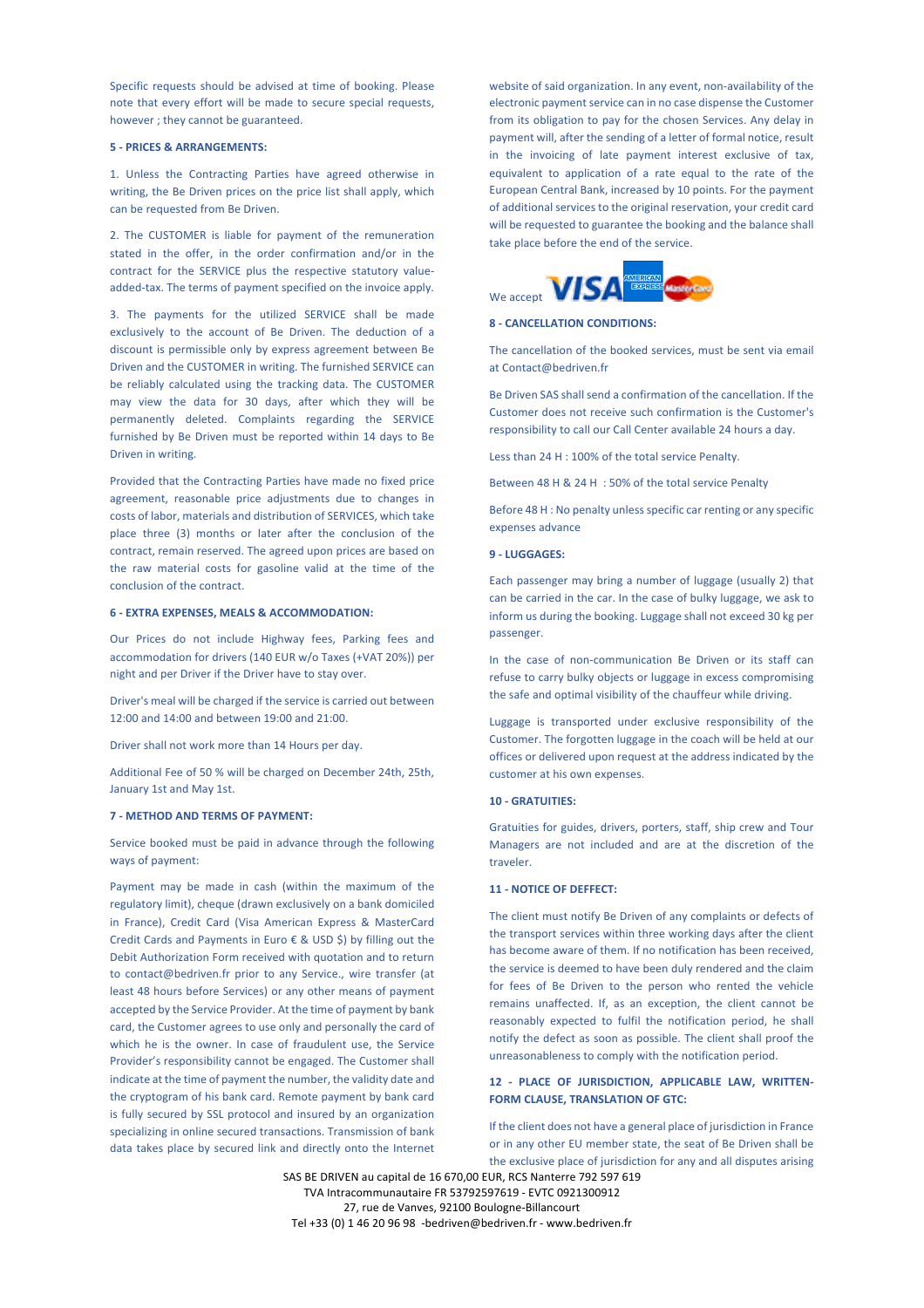Specific requests should be advised at time of booking. Please note that every effort will be made to secure special requests, however ; they cannot be guaranteed.

**5 - PRICES & ARRANGEMENTS:**

1. Unless the Contracting Parties have agreed otherwise in writing, the Be Driven prices on the price list shall apply, which can be requested from Be Driven.

2. The CUSTOMER is liable for payment of the remuneration stated in the offer, in the order confirmation and/or in the contract for the SERVICE plus the respective statutory value-added-tax. The terms of payment specified on the invoice apply.

3. The payments for the utilized SERVICE shall be made exclusively to the account of Be Driven. The deduction of a discount is permissible only by express agreement between Be Driven and the CUSTOMER in writing. The furnished SERVICE can be reliably calculated using the tracking data. The CUSTOMER may view the data for 30 days, after which they will be permanently deleted. Complaints regarding the SERVICE furnished by Be Driven must be reported within 14 days to Be Driven in writing.

Provided that the Contracting Parties have made no fixed price agreement, reasonable price adjustments due to changes in costs of labor, materials and distribution of SERVICES, which take place three (3) months or later after the conclusion of the contract, remain reserved. The agreed upon prices are based on the raw material costs for gasoline valid at the time of the conclusion of the contract.

**6 - EXTRA EXPENSES, MEALS & ACCOMMODATION:**

Our Prices do not include Highway fees, Parking fees and accommodation for drivers (140 EUR w/o Taxes (+VAT 20%)) per night and per Driver if the Driver have to stay over.

Driver's meal will be charged if the service is carried out between 12:00 and 14:00 and between 19:00 and 21:00.

Driver shall not work more than 14 Hours per day.

Additional Fee of 50 % will be charged on December 24th, 25th, January 1st and May 1st.

**7 - METHOD AND TERMS OF PAYMENT:**

Service booked must be paid in advance through the following ways of payment:

Payment may be made in cash (within the maximum of the regulatory limit), cheque (drawn exclusively on a bank domiciled in France), Credit Card (Visa American Express & MasterCard Credit Cards and Payments in Euro € & USD $) by filling out the Debit Authorization Form received with quotation and to return to contact@bedriven.fr prior to any Service., wire transfer (at least 48 hours before Services) or any other means of payment accepted by the Service Provider. At the time of payment by bank card, the Customer agrees to use only and personally the card of which he is the owner. In case of fraudulent use, the Service Provider's responsibility cannot be engaged. The Customer shall indicate at the time of payment the number, the validity date and the cryptogram of his bank card. Remote payment by bank card is fully secured by SSL protocol and insured by an organization specializing in online secured transactions. Transmission of bank data takes place by secured link and directly onto the Internet website of said organization. In any event, non-availability of the electronic payment service can in no case dispense the Customer from its obligation to pay for the chosen Services. Any delay in payment will, after the sending of a letter of formal notice, result in the invoicing of late payment interest exclusive of tax, equivalent to application of a rate equal to the rate of the European Central Bank, increased by 10 points. For the payment of additional services to the original reservation, your credit card will be requested to guarantee the booking and the balance shall take place before the end of the service.

We accept

**8 - CANCELLATION CONDITIONS:**

The cancellation of the booked services, must be sent via email at Contact@bedriven.fr

Be Driven SAS shall send a confirmation of the cancellation. If the Customer does not receive such confirmation is the Customer's responsibility to call our Call Center available 24 hours a day.

Less than 24 H : 100% of the total service Penalty.

Between 48 H & 24 H : 50% of the total service Penalty

Before 48 H : No penalty unless specific car renting or any specific expenses advance

**9 - LUGGAGES:**

Each passenger may bring a number of luggage (usually 2) that can be carried in the car. In the case of bulky luggage, we ask to inform us during the booking. Luggage shall not exceed 30 kg per passenger.

In the case of non-communication Be Driven or its staff can refuse to carry bulky objects or luggage in excess compromising the safe and optimal visibility of the chauffeur while driving.

Luggage is transported under exclusive responsibility of the Customer. The forgotten luggage in the coach will be held at our offices or delivered upon request at the address indicated by the customer at his own expenses.

**10 - GRATUITIES:**

Gratuities for guides, drivers, porters, staff, ship crew and Tour Managers are not included and are at the discretion of the traveler.

**11 - NOTICE OF DEFFECT:**

The client must notify Be Driven of any complaints or defects of the transport services within three working days after the client has become aware of them. If no notification has been received, the service is deemed to have been duly rendered and the claim for fees of Be Driven to the person who rented the vehicle remains unaffected. If, as an exception, the client cannot be reasonably expected to fulfil the notification period, he shall notify the defect as soon as possible. The client shall proof the unreasonableness to comply with the notification period.

**12 - PLACE OF JURISDICTION, APPLICABLE LAW, WRITTEN-FORM CLAUSE, TRANSLATION OF GTC:**

If the client does not have a general place of jurisdiction in France or in any other EU member state, the seat of Be Driven shall be the exclusive place of jurisdiction for any and all disputes arising

SAS BE DRIVEN au capital de 16 670,00 EUR, RCS Nanterre 792 597 619
TVA Intracommunautaire FR 53792597619 - EVTC 0921300912
27, rue de Vanves, 92100 Boulogne-Billancourt
Tel +33 (0) 1 46 20 96 98 -bedriven@bedriven.fr - www.bedriven.fr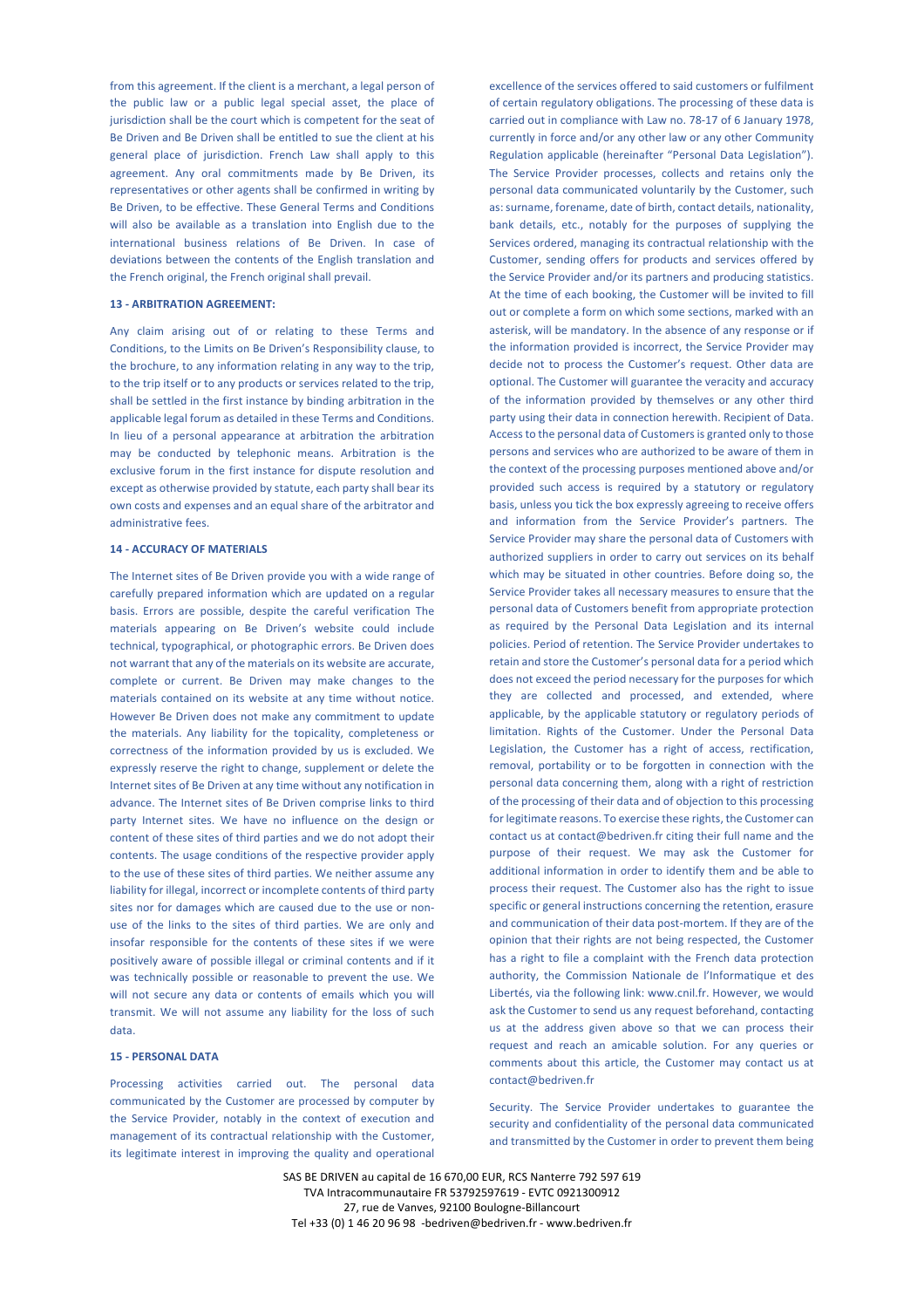from this agreement. If the client is a merchant, a legal person of the public law or a public legal special asset, the place of jurisdiction shall be the court which is competent for the seat of Be Driven and Be Driven shall be entitled to sue the client at his general place of jurisdiction. French Law shall apply to this agreement. Any oral commitments made by Be Driven, its representatives or other agents shall be confirmed in writing by Be Driven, to be effective. These General Terms and Conditions will also be available as a translation into English due to the international business relations of Be Driven. In case of deviations between the contents of the English translation and the French original, the French original shall prevail.

#### 13 - ARBITRATION AGREEMENT:

Any claim arising out of or relating to these Terms and Conditions, to the Limits on Be Driven's Responsibility clause, to the brochure, to any information relating in any way to the trip, to the trip itself or to any products or services related to the trip, shall be settled in the first instance by binding arbitration in the applicable legal forum as detailed in these Terms and Conditions. In lieu of a personal appearance at arbitration the arbitration may be conducted by telephonic means. Arbitration is the exclusive forum in the first instance for dispute resolution and except as otherwise provided by statute, each party shall bear its own costs and expenses and an equal share of the arbitrator and administrative fees.

#### 14 - ACCURACY OF MATERIALS

The Internet sites of Be Driven provide you with a wide range of carefully prepared information which are updated on a regular basis. Errors are possible, despite the careful verification The materials appearing on Be Driven's website could include technical, typographical, or photographic errors. Be Driven does not warrant that any of the materials on its website are accurate, complete or current. Be Driven may make changes to the materials contained on its website at any time without notice. However Be Driven does not make any commitment to update the materials. Any liability for the topicality, completeness or correctness of the information provided by us is excluded. We expressly reserve the right to change, supplement or delete the Internet sites of Be Driven at any time without any notification in advance. The Internet sites of Be Driven comprise links to third party Internet sites. We have no influence on the design or content of these sites of third parties and we do not adopt their contents. The usage conditions of the respective provider apply to the use of these sites of third parties. We neither assume any liability for illegal, incorrect or incomplete contents of third party sites nor for damages which are caused due to the use or non-use of the links to the sites of third parties. We are only and insofar responsible for the contents of these sites if we were positively aware of possible illegal or criminal contents and if it was technically possible or reasonable to prevent the use. We will not secure any data or contents of emails which you will transmit. We will not assume any liability for the loss of such data.

#### 15 - PERSONAL DATA

Processing activities carried out. The personal data communicated by the Customer are processed by computer by the Service Provider, notably in the context of execution and management of its contractual relationship with the Customer, its legitimate interest in improving the quality and operational excellence of the services offered to said customers or fulfilment of certain regulatory obligations. The processing of these data is carried out in compliance with Law no. 78-17 of 6 January 1978, currently in force and/or any other law or any other Community Regulation applicable (hereinafter "Personal Data Legislation"). The Service Provider processes, collects and retains only the personal data communicated voluntarily by the Customer, such as: surname, forename, date of birth, contact details, nationality, bank details, etc., notably for the purposes of supplying the Services ordered, managing its contractual relationship with the Customer, sending offers for products and services offered by the Service Provider and/or its partners and producing statistics. At the time of each booking, the Customer will be invited to fill out or complete a form on which some sections, marked with an asterisk, will be mandatory. In the absence of any response or if the information provided is incorrect, the Service Provider may decide not to process the Customer's request. Other data are optional. The Customer will guarantee the veracity and accuracy of the information provided by themselves or any other third party using their data in connection herewith. Recipient of Data. Access to the personal data of Customers is granted only to those persons and services who are authorized to be aware of them in the context of the processing purposes mentioned above and/or provided such access is required by a statutory or regulatory basis, unless you tick the box expressly agreeing to receive offers and information from the Service Provider's partners. The Service Provider may share the personal data of Customers with authorized suppliers in order to carry out services on its behalf which may be situated in other countries. Before doing so, the Service Provider takes all necessary measures to ensure that the personal data of Customers benefit from appropriate protection as required by the Personal Data Legislation and its internal policies. Period of retention. The Service Provider undertakes to retain and store the Customer's personal data for a period which does not exceed the period necessary for the purposes for which they are collected and processed, and extended, where applicable, by the applicable statutory or regulatory periods of limitation. Rights of the Customer. Under the Personal Data Legislation, the Customer has a right of access, rectification, removal, portability or to be forgotten in connection with the personal data concerning them, along with a right of restriction of the processing of their data and of objection to this processing for legitimate reasons. To exercise these rights, the Customer can contact us at contact@bedriven.fr citing their full name and the purpose of their request. We may ask the Customer for additional information in order to identify them and be able to process their request. The Customer also has the right to issue specific or general instructions concerning the retention, erasure and communication of their data post-mortem. If they are of the opinion that their rights are not being respected, the Customer has a right to file a complaint with the French data protection authority, the Commission Nationale de l'Informatique et des Libertés, via the following link: www.cnil.fr. However, we would ask the Customer to send us any request beforehand, contacting us at the address given above so that we can process their request and reach an amicable solution. For any queries or comments about this article, the Customer may contact us at contact@bedriven.fr

Security. The Service Provider undertakes to guarantee the security and confidentiality of the personal data communicated and transmitted by the Customer in order to prevent them being

SAS BE DRIVEN au capital de 16 670,00 EUR, RCS Nanterre 792 597 619
TVA Intracommunautaire FR 53792597619 - EVTC 0921300912
27, rue de Vanves, 92100 Boulogne-Billancourt
Tel +33 (0) 1 46 20 96 98 -bedriven@bedriven.fr - www.bedriven.fr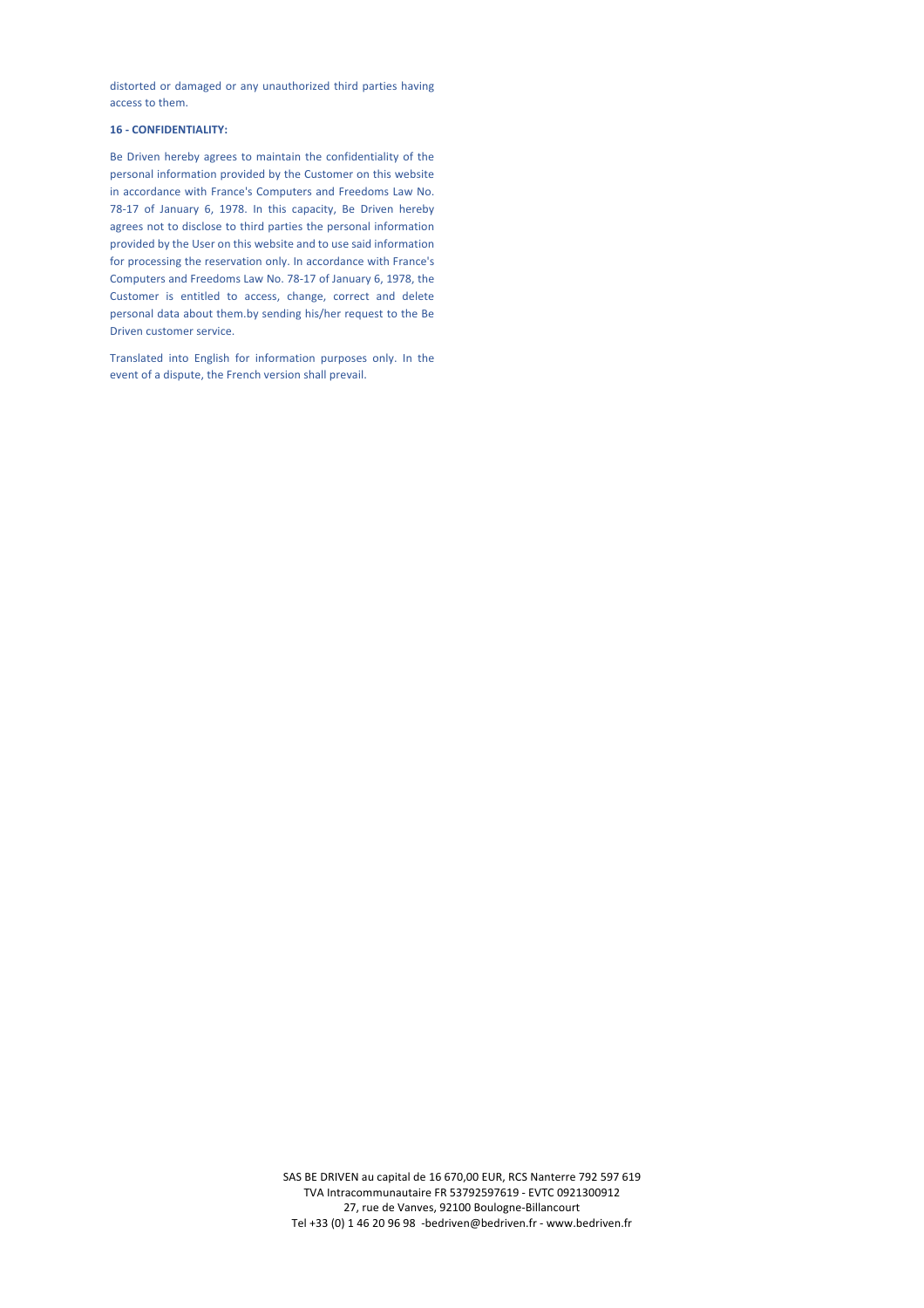distorted or damaged or any unauthorized third parties having access to them.

**16 - CONFIDENTIALITY:**

Be Driven hereby agrees to maintain the confidentiality of the personal information provided by the Customer on this website in accordance with France's Computers and Freedoms Law No. 78-17 of January 6, 1978. In this capacity, Be Driven hereby agrees not to disclose to third parties the personal information provided by the User on this website and to use said information for processing the reservation only. In accordance with France's Computers and Freedoms Law No. 78-17 of January 6, 1978, the Customer is entitled to access, change, correct and delete personal data about them.by sending his/her request to the Be Driven customer service.

Translated into English for information purposes only. In the event of a dispute, the French version shall prevail.

SAS BE DRIVEN au capital de 16 670,00 EUR, RCS Nanterre 792 597 619
TVA Intracommunautaire FR 53792597619 - EVTC 0921300912
27, rue de Vanves, 92100 Boulogne-Billancourt
Tel +33 (0) 1 46 20 96 98 -bedriven@bedriven.fr - www.bedriven.fr